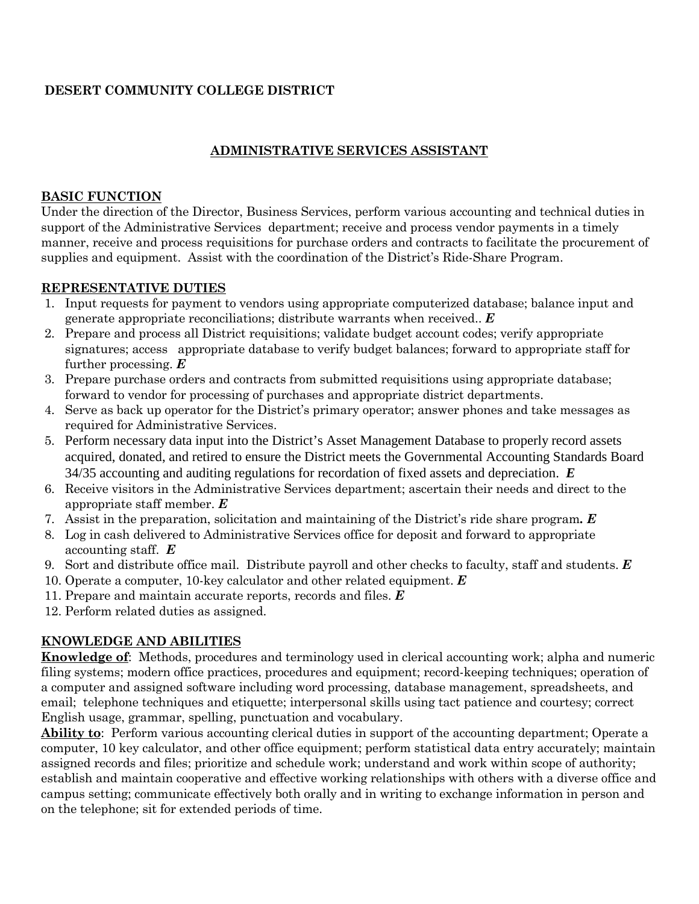**DESERT COMMUNITY COLLEGE DISTRICT**

# ADMINISTRATIVE SERVICES ASSISTANT

## BASIC FUNCTION

Under the direction of the Director, Business Services, perform various accounting and technical duties in support of the Administrative Services department; receive and process vendor payments in a timely manner, receive and process requisitions for purchase orders and contracts to facilitate the procurement of supplies and equipment. Assist with the coordination of the District's Ride-Share Program.

## REPRESENTATIVE DUTIES

1. Input requests for payment to vendors using appropriate computerized database; balance input and generate appropriate reconciliations; distribute warrants when received.. ***E***
2. Prepare and process all District requisitions; validate budget account codes; verify appropriate signatures; access appropriate database to verify budget balances; forward to appropriate staff for further processing. ***E***
3. Prepare purchase orders and contracts from submitted requisitions using appropriate database; forward to vendor for processing of purchases and appropriate district departments.
4. Serve as back up operator for the District's primary operator; answer phones and take messages as required for Administrative Services.
5. Perform necessary data input into the District's Asset Management Database to properly record assets acquired, donated, and retired to ensure the District meets the Governmental Accounting Standards Board 34/35 accounting and auditing regulations for recordation of fixed assets and depreciation. ***E***
6. Receive visitors in the Administrative Services department; ascertain their needs and direct to the appropriate staff member. ***E***
7. Assist in the preparation, solicitation and maintaining of the District's ride share program**.** ***E***
8. Log in cash delivered to Administrative Services office for deposit and forward to appropriate accounting staff. ***E***
9. Sort and distribute office mail. Distribute payroll and other checks to faculty, staff and students. ***E***
10. Operate a computer, 10-key calculator and other related equipment. ***E***
11. Prepare and maintain accurate reports, records and files. ***E***
12. Perform related duties as assigned.

## KNOWLEDGE AND ABILITIES

**Knowledge of**: Methods, procedures and terminology used in clerical accounting work; alpha and numeric filing systems; modern office practices, procedures and equipment; record-keeping techniques; operation of a computer and assigned software including word processing, database management, spreadsheets, and email; telephone techniques and etiquette; interpersonal skills using tact patience and courtesy; correct English usage, grammar, spelling, punctuation and vocabulary.

**Ability to**: Perform various accounting clerical duties in support of the accounting department; Operate a computer, 10 key calculator, and other office equipment; perform statistical data entry accurately; maintain assigned records and files; prioritize and schedule work; understand and work within scope of authority; establish and maintain cooperative and effective working relationships with others with a diverse office and campus setting; communicate effectively both orally and in writing to exchange information in person and on the telephone; sit for extended periods of time.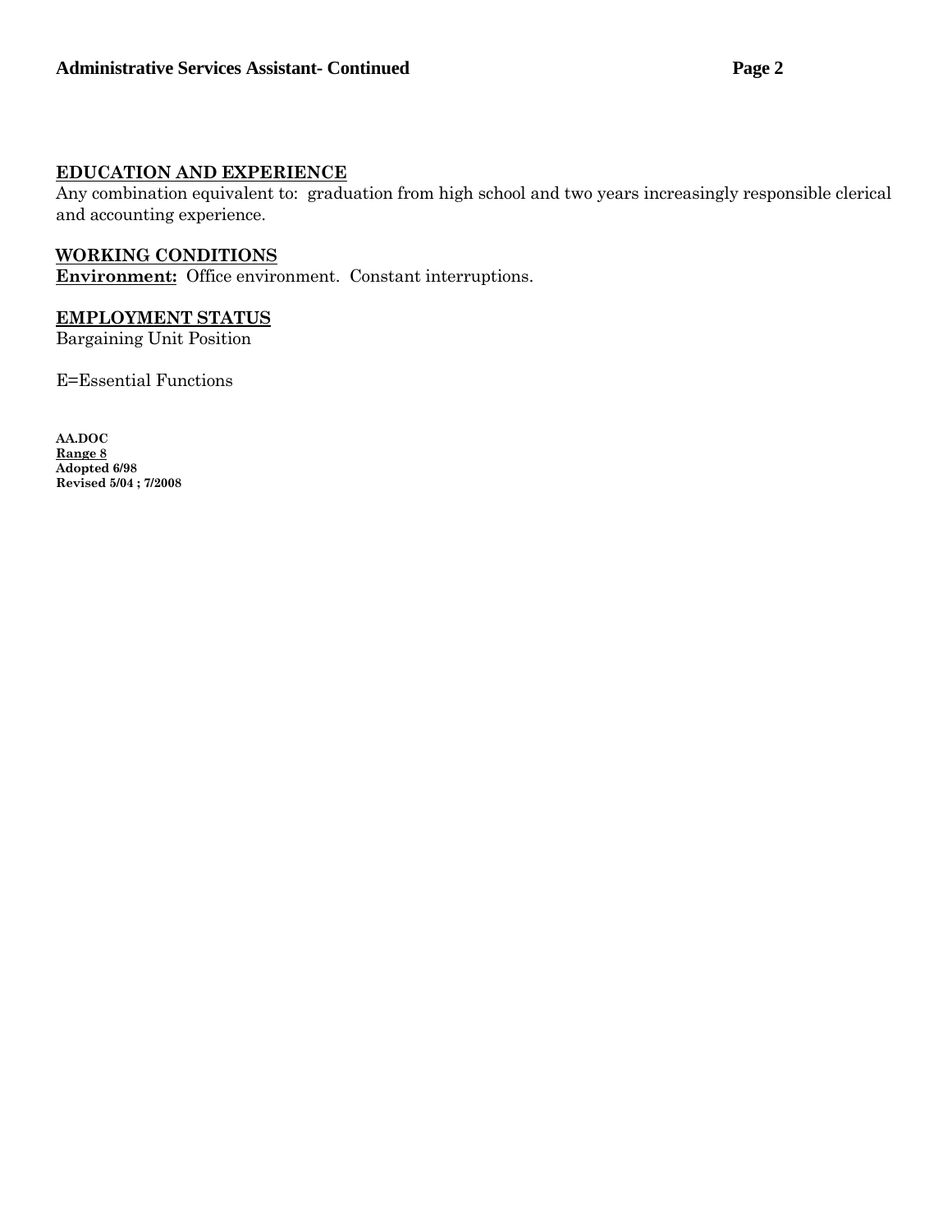## EDUCATION AND EXPERIENCE

Any combination equivalent to: graduation from high school and two years increasingly responsible clerical and accounting experience.

## WORKING CONDITIONS

**Environment:** Office environment. Constant interruptions.

## EMPLOYMENT STATUS

Bargaining Unit Position

E=Essential Functions

**AA.DOC**
**Range 8**
**Adopted 6/98**
**Revised 5/04 ; 7/2008**